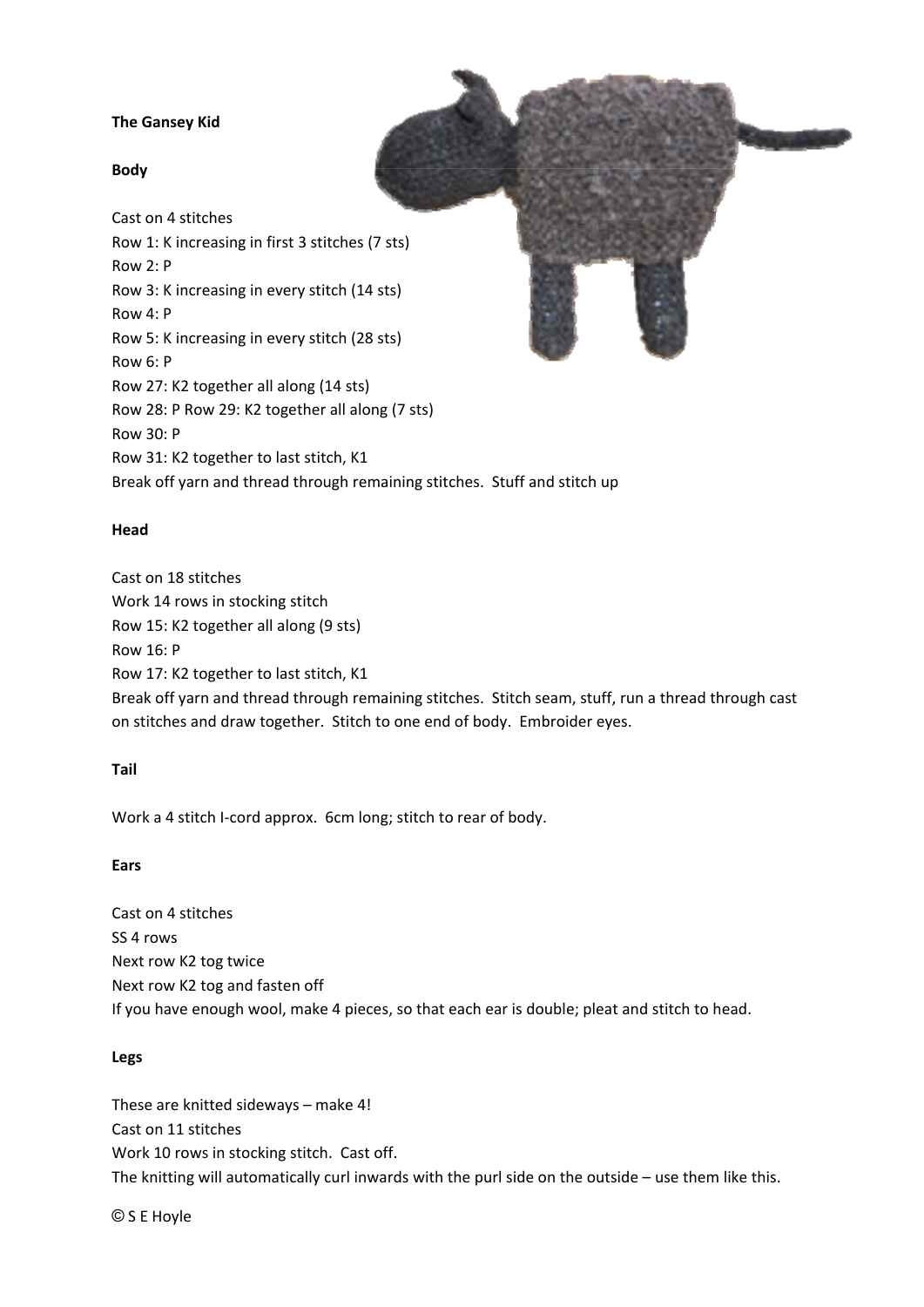**The Gansey Kid**

**Body**

Cast on 4 stitches
Row 1: K increasing in first 3 stitches (7 sts)
Row 2: P
Row 3: K increasing in every stitch (14 sts)
Row 4: P
Row 5: K increasing in every stitch (28 sts)
Row 6: P
Row 27: K2 together all along (14 sts)
Row 28: P Row 29: K2 together all along (7 sts)
Row 30: P
Row 31: K2 together to last stitch, K1
Break off yarn and thread through remaining stitches. Stuff and stitch up

**Head**

Cast on 18 stitches
Work 14 rows in stocking stitch
Row 15: K2 together all along (9 sts)
Row 16: P
Row 17: K2 together to last stitch, K1
Break off yarn and thread through remaining stitches. Stitch seam, stuff, run a thread through cast on stitches and draw together. Stitch to one end of body. Embroider eyes.

**Tail**

Work a 4 stitch I-cord approx. 6cm long; stitch to rear of body.

**Ears**

Cast on 4 stitches
SS 4 rows
Next row K2 tog twice
Next row K2 tog and fasten off
If you have enough wool, make 4 pieces, so that each ear is double; pleat and stitch to head.

**Legs**

These are knitted sideways – make 4!
Cast on 11 stitches
Work 10 rows in stocking stitch. Cast off.
The knitting will automatically curl inwards with the purl side on the outside – use them like this.

© S E Hoyle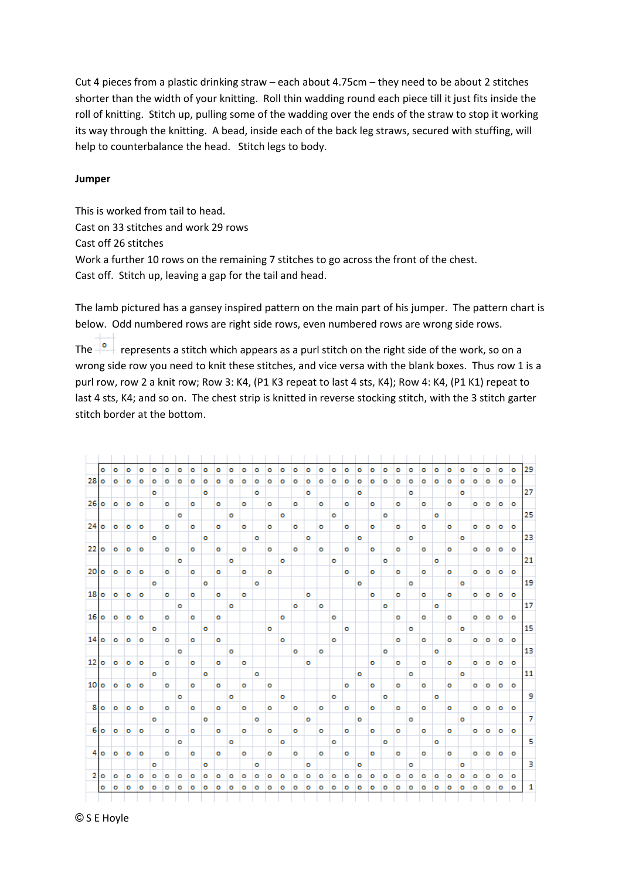Cut 4 pieces from a plastic drinking straw – each about 4.75cm – they need to be about 2 stitches shorter than the width of your knitting. Roll thin wadding round each piece till it just fits inside the roll of knitting. Stitch up, pulling some of the wadding over the ends of the straw to stop it working its way through the knitting. A bead, inside each of the back leg straws, secured with stuffing, will help to counterbalance the head. Stitch legs to body.

**Jumper**

This is worked from tail to head.
Cast on 33 stitches and work 29 rows
Cast off 26 stitches
Work a further 10 rows on the remaining 7 stitches to go across the front of the chest.
Cast off. Stitch up, leaving a gap for the tail and head.

The lamb pictured has a gansey inspired pattern on the main part of his jumper. The pattern chart is below. Odd numbered rows are right side rows, even numbered rows are wrong side rows.

The o represents a stitch which appears as a purl stitch on the right side of the work, so on a wrong side row you need to knit these stitches, and vice versa with the blank boxes. Thus row 1 is a purl row, row 2 a knit row; Row 3: K4, (P1 K3 repeat to last 4 sts, K4); Row 4: K4, (P1 K1) repeat to last 4 sts, K4; and so on. The chest strip is knitted in reverse stocking stitch, with the 3 stitch garter stitch border at the bottom.

29
28
27
26
25
24
23
22
21
20
19
18
17
16
15
14
13
12
11
10
9
8
7
6
5
4
3
2
1

© S E Hoyle